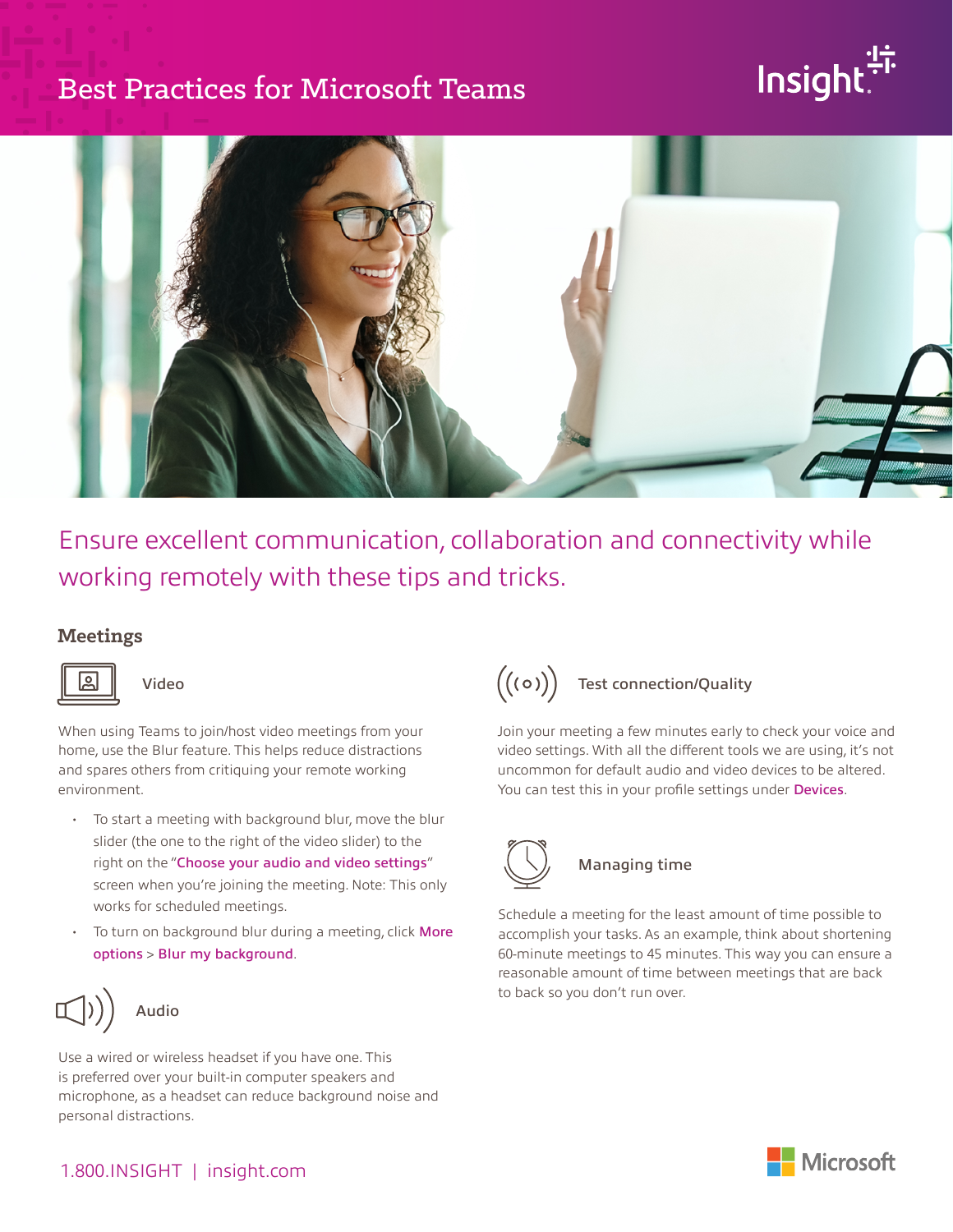# Best Practices for Microsoft Teams

Ensure excellent communication, collaboration and connectivity while working remotely with these tips and tricks.

## Meetings

### Video

When using Teams to join/host video meetings from your home, use the Blur feature. This helps reduce distractions and spares others from critiquing your remote working environment.

- To start a meeting with background blur, move the blur slider (the one to the right of the video slider) to the right on the "Choose your audio and video settings" screen when you're joining the meeting. Note: This only works for scheduled meetings.
- To turn on background blur during a meeting, click More options > Blur my background.

### Audio

Use a wired or wireless headset if you have one. This is preferred over your built-in computer speakers and microphone, as a headset can reduce background noise and personal distractions.

### Test connection/Quality

Join your meeting a few minutes early to check your voice and video settings. With all the different tools we are using, it's not uncommon for default audio and video devices to be altered. You can test this in your profile settings under Devices.

### Managing time

Schedule a meeting for the least amount of time possible to accomplish your tasks. As an example, think about shortening 60-minute meetings to 45 minutes. This way you can ensure a reasonable amount of time between meetings that are back to back so you don't run over.

1.800.INSIGHT | insight.com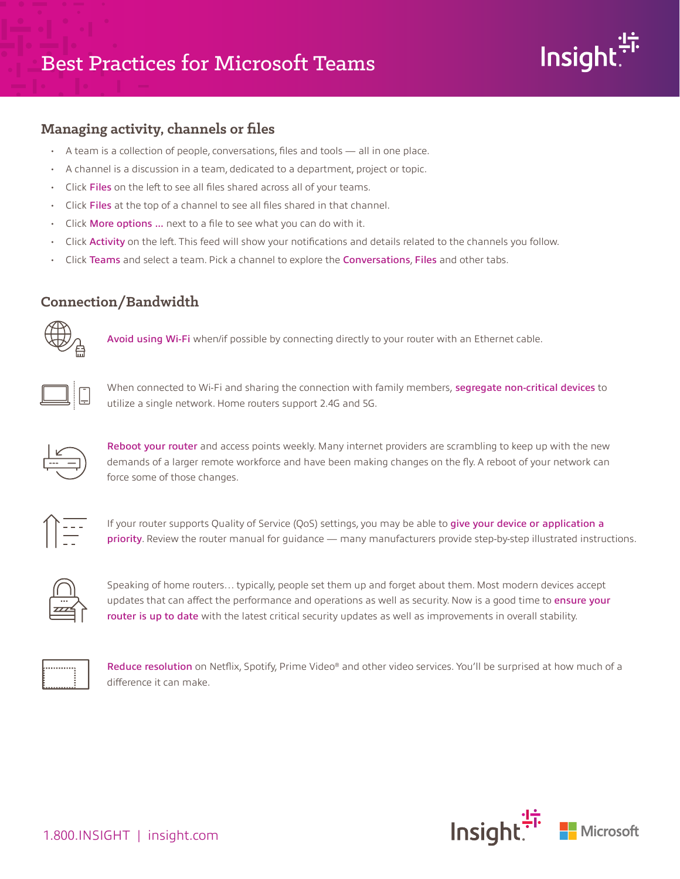# Best Practices for Microsoft Teams

## Managing activity, channels or files

- A team is a collection of people, conversations, files and tools — all in one place.
- A channel is a discussion in a team, dedicated to a department, project or topic.
- Click Files on the left to see all files shared across all of your teams.
- Click Files at the top of a channel to see all files shared in that channel.
- Click More options … next to a file to see what you can do with it.
- Click Activity on the left. This feed will show your notifications and details related to the channels you follow.
- Click Teams and select a team. Pick a channel to explore the Conversations, Files and other tabs.

## Connection/Bandwidth

Avoid using Wi-Fi when/if possible by connecting directly to your router with an Ethernet cable.

When connected to Wi-Fi and sharing the connection with family members, segregate non-critical devices to utilize a single network. Home routers support 2.4G and 5G.

Reboot your router and access points weekly. Many internet providers are scrambling to keep up with the new demands of a larger remote workforce and have been making changes on the fly. A reboot of your network can force some of those changes.

If your router supports Quality of Service (QoS) settings, you may be able to give your device or application a priority. Review the router manual for guidance — many manufacturers provide step-by-step illustrated instructions.

Speaking of home routers… typically, people set them up and forget about them. Most modern devices accept updates that can affect the performance and operations as well as security. Now is a good time to ensure your router is up to date with the latest critical security updates as well as improvements in overall stability.

Reduce resolution on Netflix, Spotify, Prime Video® and other video services. You'll be surprised at how much of a difference it can make.

1.800.INSIGHT | insight.com